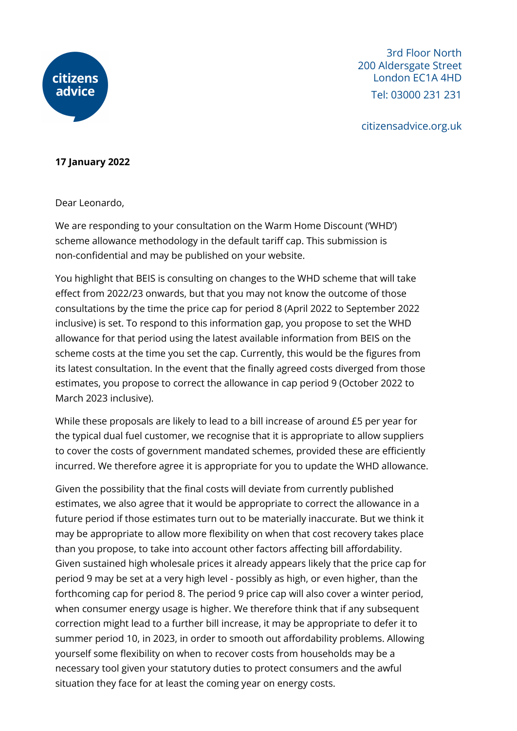citizens advice

3rd Floor North
200 Aldersgate Street
London EC1A 4HD
Tel: 03000 231 231

citizensadvice.org.uk

**17 January 2022**

Dear Leonardo,

We are responding to your consultation on the Warm Home Discount ('WHD') scheme allowance methodology in the default tariff cap. This submission is non-confidential and may be published on your website.

You highlight that BEIS is consulting on changes to the WHD scheme that will take effect from 2022/23 onwards, but that you may not know the outcome of those consultations by the time the price cap for period 8 (April 2022 to September 2022 inclusive) is set. To respond to this information gap, you propose to set the WHD allowance for that period using the latest available information from BEIS on the scheme costs at the time you set the cap. Currently, this would be the figures from its latest consultation. In the event that the finally agreed costs diverged from those estimates, you propose to correct the allowance in cap period 9 (October 2022 to March 2023 inclusive).

While these proposals are likely to lead to a bill increase of around £5 per year for the typical dual fuel customer, we recognise that it is appropriate to allow suppliers to cover the costs of government mandated schemes, provided these are efficiently incurred. We therefore agree it is appropriate for you to update the WHD allowance.

Given the possibility that the final costs will deviate from currently published estimates, we also agree that it would be appropriate to correct the allowance in a future period if those estimates turn out to be materially inaccurate. But we think it may be appropriate to allow more flexibility on when that cost recovery takes place than you propose, to take into account other factors affecting bill affordability. Given sustained high wholesale prices it already appears likely that the price cap for period 9 may be set at a very high level - possibly as high, or even higher, than the forthcoming cap for period 8. The period 9 price cap will also cover a winter period, when consumer energy usage is higher. We therefore think that if any subsequent correction might lead to a further bill increase, it may be appropriate to defer it to summer period 10, in 2023, in order to smooth out affordability problems. Allowing yourself some flexibility on when to recover costs from households may be a necessary tool given your statutory duties to protect consumers and the awful situation they face for at least the coming year on energy costs.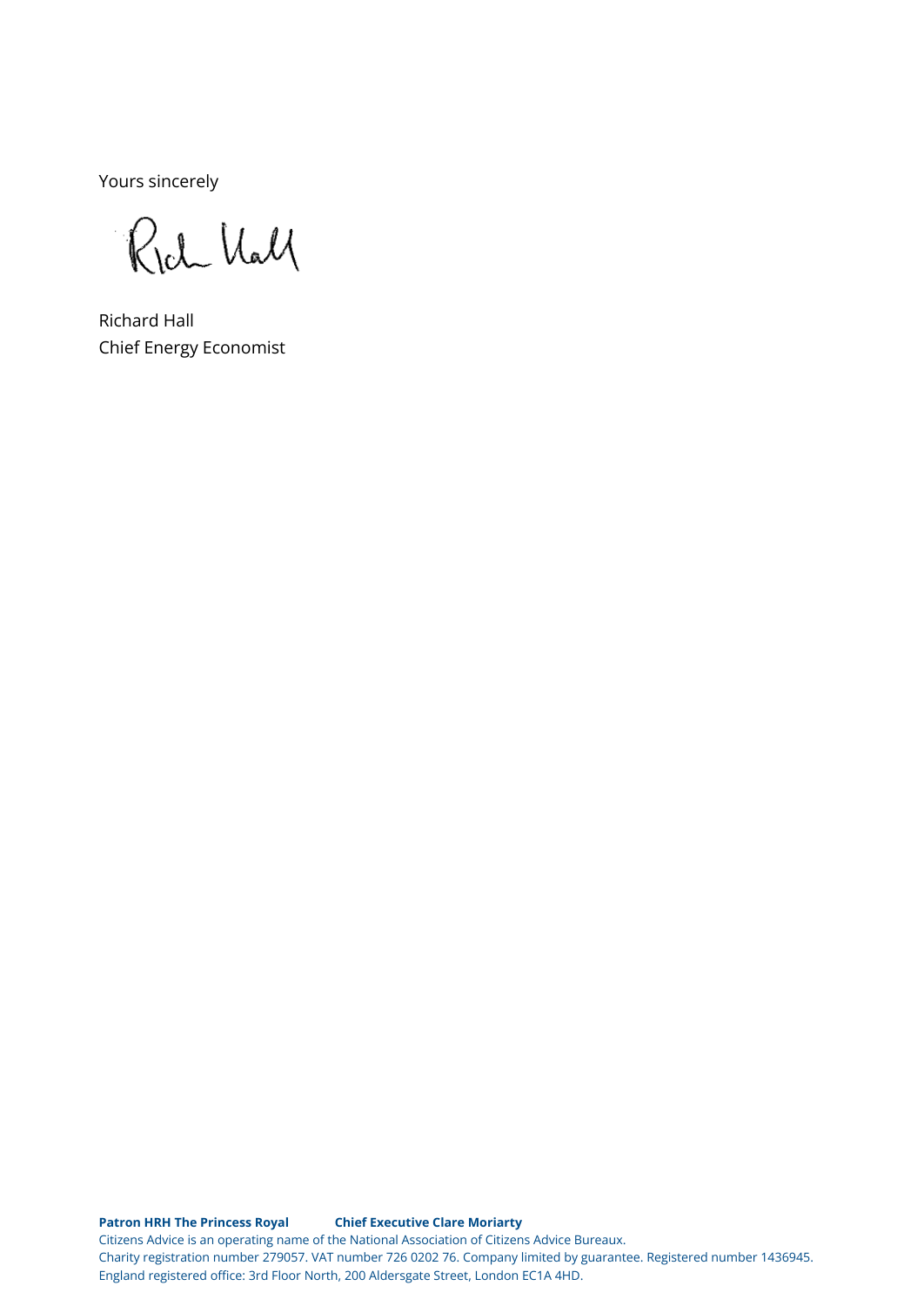Yours sincerely

Richard Hall
Chief Energy Economist

**Patron HRH The Princess Royal** **Chief Executive Clare Moriarty**
Citizens Advice is an operating name of the National Association of Citizens Advice Bureaux.
Charity registration number 279057. VAT number 726 0202 76. Company limited by guarantee. Registered number 1436945.
England registered office: 3rd Floor North, 200 Aldersgate Street, London EC1A 4HD.